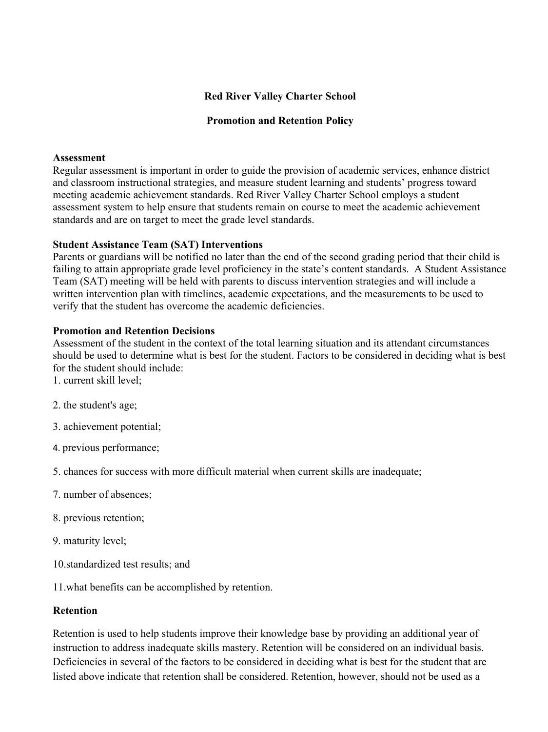**Red River Valley Charter School**

**Promotion and Retention Policy**

**Assessment**

Regular assessment is important in order to guide the provision of academic services, enhance district and classroom instructional strategies, and measure student learning and students' progress toward meeting academic achievement standards. Red River Valley Charter School employs a student assessment system to help ensure that students remain on course to meet the academic achievement standards and are on target to meet the grade level standards.

**Student Assistance Team (SAT) Interventions**

Parents or guardians will be notified no later than the end of the second grading period that their child is failing to attain appropriate grade level proficiency in the state's content standards. A Student Assistance Team (SAT) meeting will be held with parents to discuss intervention strategies and will include a written intervention plan with timelines, academic expectations, and the measurements to be used to verify that the student has overcome the academic deficiencies.

**Promotion and Retention Decisions**

Assessment of the student in the context of the total learning situation and its attendant circumstances should be used to determine what is best for the student. Factors to be considered in deciding what is best for the student should include:

1. current skill level;

2. the student's age;

3. achievement potential;

4. previous performance;

5. chances for success with more difficult material when current skills are inadequate;

7. number of absences;

8. previous retention;

9. maturity level;

10.standardized test results; and

11.what benefits can be accomplished by retention.

**Retention**

Retention is used to help students improve their knowledge base by providing an additional year of instruction to address inadequate skills mastery. Retention will be considered on an individual basis. Deficiencies in several of the factors to be considered in deciding what is best for the student that are listed above indicate that retention shall be considered. Retention, however, should not be used as a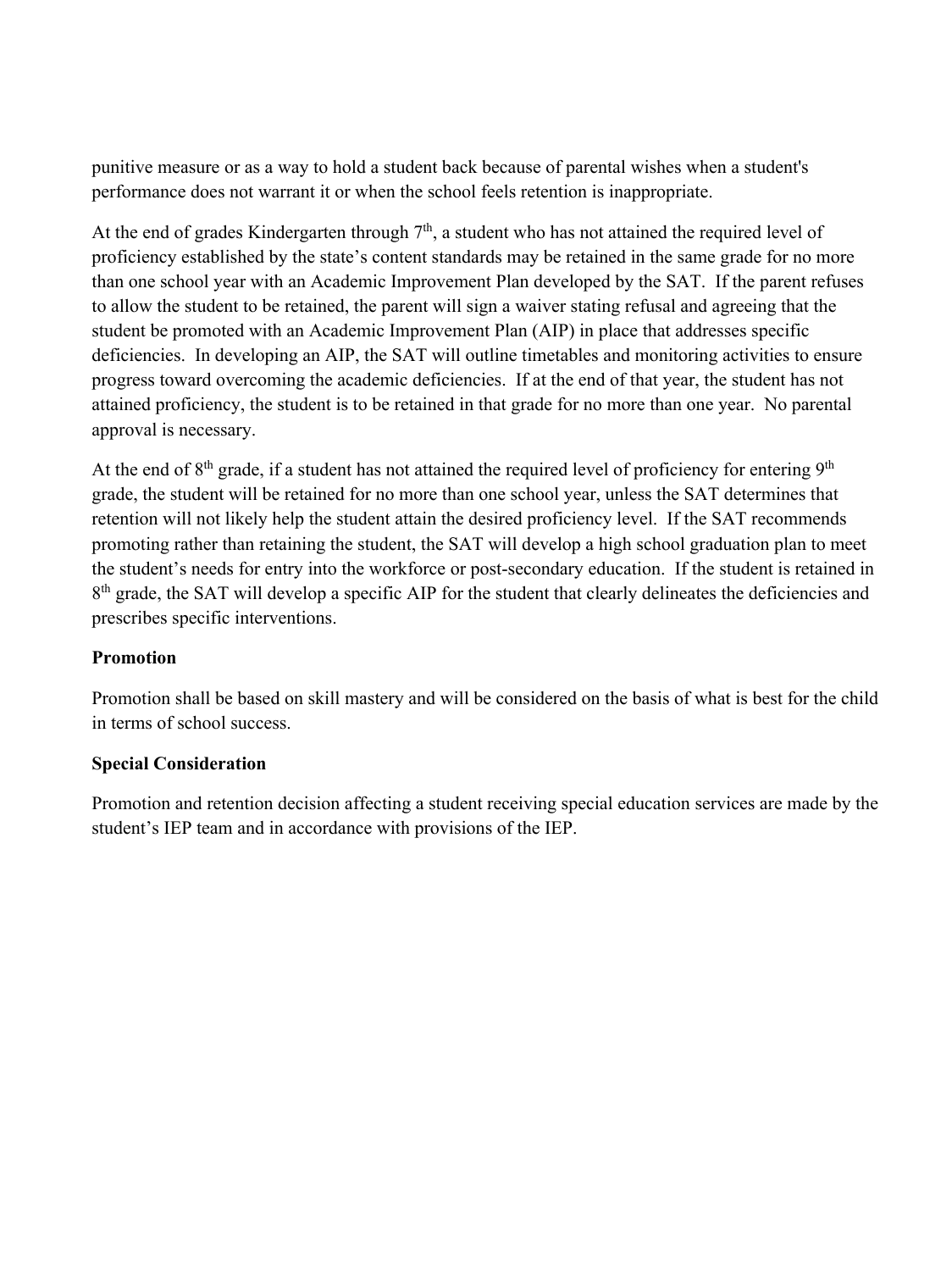punitive measure or as a way to hold a student back because of parental wishes when a student's performance does not warrant it or when the school feels retention is inappropriate.

At the end of grades Kindergarten through 7th, a student who has not attained the required level of proficiency established by the state's content standards may be retained in the same grade for no more than one school year with an Academic Improvement Plan developed by the SAT. If the parent refuses to allow the student to be retained, the parent will sign a waiver stating refusal and agreeing that the student be promoted with an Academic Improvement Plan (AIP) in place that addresses specific deficiencies. In developing an AIP, the SAT will outline timetables and monitoring activities to ensure progress toward overcoming the academic deficiencies. If at the end of that year, the student has not attained proficiency, the student is to be retained in that grade for no more than one year. No parental approval is necessary.

At the end of 8th grade, if a student has not attained the required level of proficiency for entering 9th grade, the student will be retained for no more than one school year, unless the SAT determines that retention will not likely help the student attain the desired proficiency level. If the SAT recommends promoting rather than retaining the student, the SAT will develop a high school graduation plan to meet the student's needs for entry into the workforce or post-secondary education. If the student is retained in 8th grade, the SAT will develop a specific AIP for the student that clearly delineates the deficiencies and prescribes specific interventions.

**Promotion**

Promotion shall be based on skill mastery and will be considered on the basis of what is best for the child in terms of school success.

**Special Consideration**

Promotion and retention decision affecting a student receiving special education services are made by the student's IEP team and in accordance with provisions of the IEP.